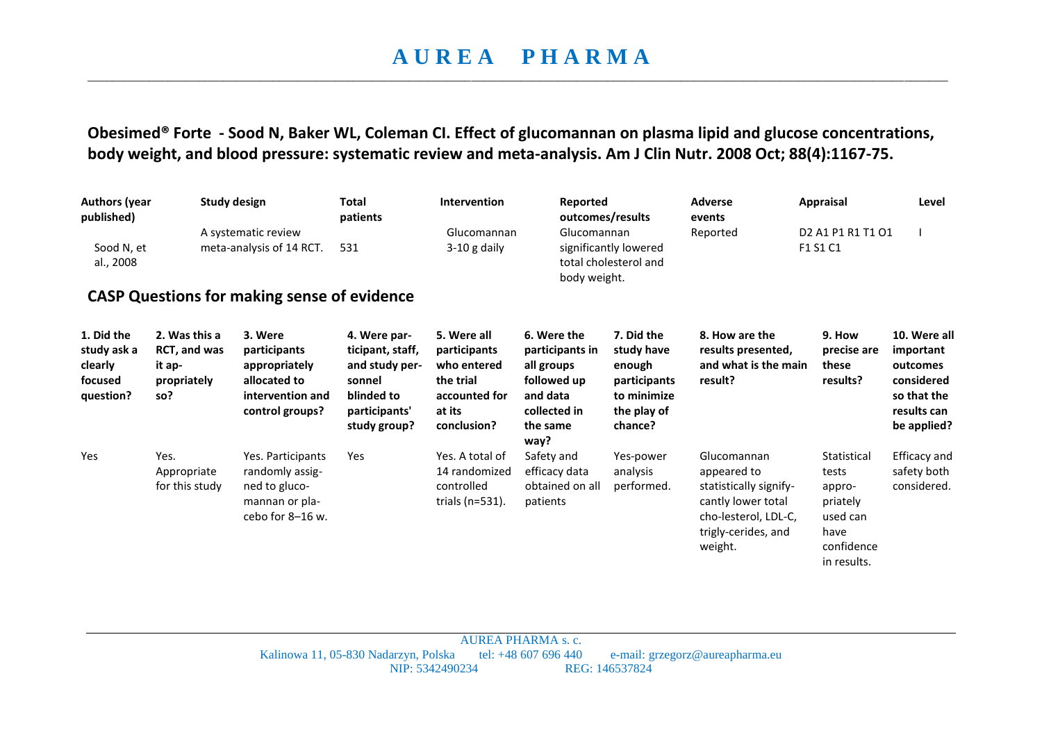# AUREA PHARMA

**Obesimed® Forte - Sood N, Baker WL, Coleman CI. Effect of glucomannan on plasma lipid and glucose concentrations, body weight, and blood pressure: systematic review and meta-analysis. Am J Clin Nutr. 2008 Oct; 88(4):1167-75.**

| Authors (year published) | Study design | Total patients | Intervention | Reported outcomes/results | Adverse events | Appraisal | Level |
|---|---|---|---|---|---|---|---|
| Sood N, et al., 2008 | A systematic review meta-analysis of 14 RCT. | 531 | Glucomannan 3-10 g daily | Glucomannan significantly lowered total cholesterol and body weight. | Reported | D2 A1 P1 R1 T1 O1 F1 S1 C1 | I |

## CASP Questions for making sense of evidence

| 1. Did the study ask a clearly focused question? | 2. Was this a RCT, and was it appropriately so? | 3. Were participants appropriately allocated to intervention and control groups? | 4. Were participant, staff, and study personnel blinded to participants' study group? | 5. Were all participants who entered the trial accounted for at its conclusion? | 6. Were the participants in all groups followed up and data collected in the same way? | 7. Did the study have enough participants to minimize the play of chance? | 8. How are the results presented, and what is the main result? | 9. How precise are these results? | 10. Were all important outcomes considered so that the results can be applied? |
|---|---|---|---|---|---|---|---|---|---|
| Yes | Yes. Appropriate for this study | Yes. Participants randomly assigned to glucomannan or placebo for 8–16 w. | Yes | Yes. A total of 14 randomized controlled trials (n=531). | Safety and efficacy data obtained on all patients | Yes-power analysis performed. | Glucomannan appeared to statistically significantly lower total cholesterol, LDL-C, triglycerides, and weight. | Statistical tests appropriately used can have confidence in results. | Efficacy and safety both considered. |

AUREA PHARMA s. c.
Kalinowa 11, 05-830 Nadarzyn, Polska tel: +48 607 696 440 e-mail: grzegorz@aureapharma.eu
NIP: 5342490234 REG: 146537824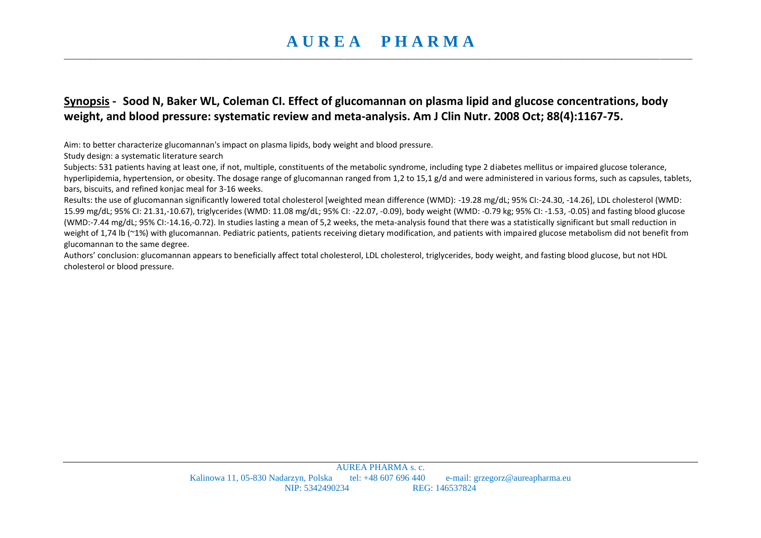## <u>Synopsis</u> - Sood N, Baker WL, Coleman CI. Effect of glucomannan on plasma lipid and glucose concentrations, body weight, and blood pressure: systematic review and meta-analysis. Am J Clin Nutr. 2008 Oct; 88(4):1167-75.

Aim: to better characterize glucomannan's impact on plasma lipids, body weight and blood pressure.

Study design: a systematic literature search

Subjects: 531 patients having at least one, if not, multiple, constituents of the metabolic syndrome, including type 2 diabetes mellitus or impaired glucose tolerance, hyperlipidemia, hypertension, or obesity. The dosage range of glucomannan ranged from 1,2 to 15,1 g/d and were administered in various forms, such as capsules, tablets, bars, biscuits, and refined konjac meal for 3-16 weeks.

Results: the use of glucomannan significantly lowered total cholesterol [weighted mean difference (WMD): -19.28 mg/dL; 95% CI:-24.30, -14.26], LDL cholesterol (WMD: 15.99 mg/dL; 95% CI: 21.31,-10.67), triglycerides (WMD: 11.08 mg/dL; 95% CI: -22.07, -0.09), body weight (WMD: -0.79 kg; 95% CI: -1.53, -0.05) and fasting blood glucose (WMD:-7.44 mg/dL; 95% CI:-14.16,-0.72). In studies lasting a mean of 5,2 weeks, the meta-analysis found that there was a statistically significant but small reduction in weight of 1,74 lb (~1%) with glucomannan. Pediatric patients, patients receiving dietary modification, and patients with impaired glucose metabolism did not benefit from glucomannan to the same degree.

Authors' conclusion: glucomannan appears to beneficially affect total cholesterol, LDL cholesterol, triglycerides, body weight, and fasting blood glucose, but not HDL cholesterol or blood pressure.